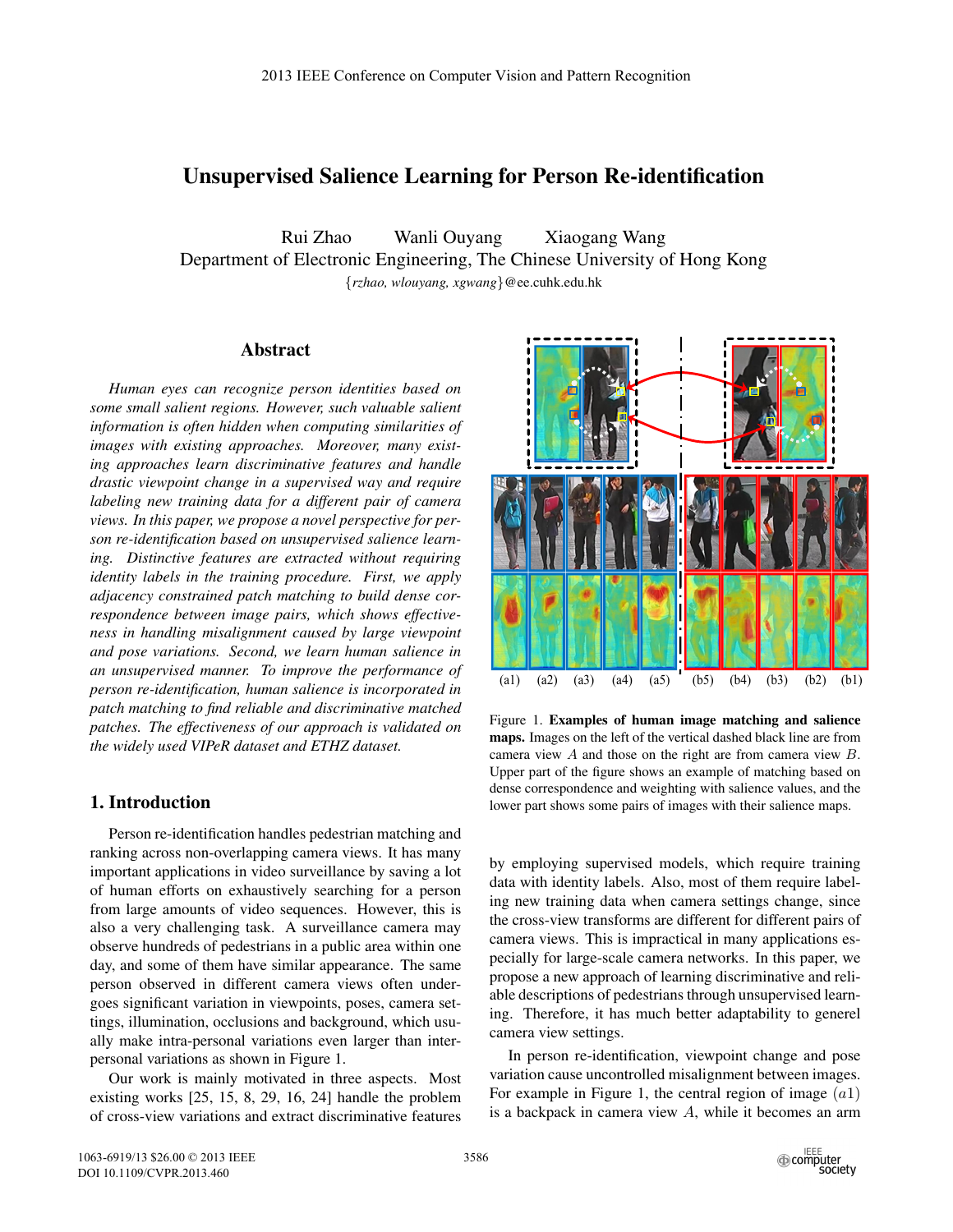# Unsupervised Salience Learning for Person Re-identification

Rui Zhao Wanli Ouyang Xiaogang Wang
Department of Electronic Engineering, The Chinese University of Hong Kong
{rzhao, wlouyang, xgwang}@ee.cuhk.edu.hk

## Abstract

*Human eyes can recognize person identities based on some small salient regions. However, such valuable salient information is often hidden when computing similarities of images with existing approaches. Moreover, many existing approaches learn discriminative features and handle drastic viewpoint change in a supervised way and require labeling new training data for a different pair of camera views. In this paper, we propose a novel perspective for person re-identification based on unsupervised salience learning. Distinctive features are extracted without requiring identity labels in the training procedure. First, we apply adjacency constrained patch matching to build dense correspondence between image pairs, which shows effectiveness in handling misalignment caused by large viewpoint and pose variations. Second, we learn human salience in an unsupervised manner. To improve the performance of person re-identification, human salience is incorporated in patch matching to find reliable and discriminative matched patches. The effectiveness of our approach is validated on the widely used VIPeR dataset and ETHZ dataset.*

(a1) (a2) (a3) (a4) (a5) (b5) (b4) (b3) (b2) (b1)

Figure 1. **Examples of human image matching and salience maps.** Images on the left of the vertical dashed black line are from camera view $A$ and those on the right are from camera view $B$. Upper part of the figure shows an example of matching based on dense correspondence and weighting with salience values, and the lower part shows some pairs of images with their salience maps.

## 1. Introduction

Person re-identification handles pedestrian matching and ranking across non-overlapping camera views. It has many important applications in video surveillance by saving a lot of human efforts on exhaustively searching for a person from large amounts of video sequences. However, this is also a very challenging task. A surveillance camera may observe hundreds of pedestrians in a public area within one day, and some of them have similar appearance. The same person observed in different camera views often undergoes significant variation in viewpoints, poses, camera settings, illumination, occlusions and background, which usually make intra-personal variations even larger than inter-personal variations as shown in Figure 1.

Our work is mainly motivated in three aspects. Most existing works [25, 15, 8, 29, 16, 24] handle the problem of cross-view variations and extract discriminative features by employing supervised models, which require training data with identity labels. Also, most of them require labeling new training data when camera settings change, since the cross-view transforms are different for different pairs of camera views. This is impractical in many applications especially for large-scale camera networks. In this paper, we propose a new approach of learning discriminative and reliable descriptions of pedestrians through unsupervised learning. Therefore, it has much better adaptability to generel camera view settings.

In person re-identification, viewpoint change and pose variation cause uncontrolled misalignment between images. For example in Figure 1, the central region of image $(a1)$ is a backpack in camera view $A$, while it becomes an arm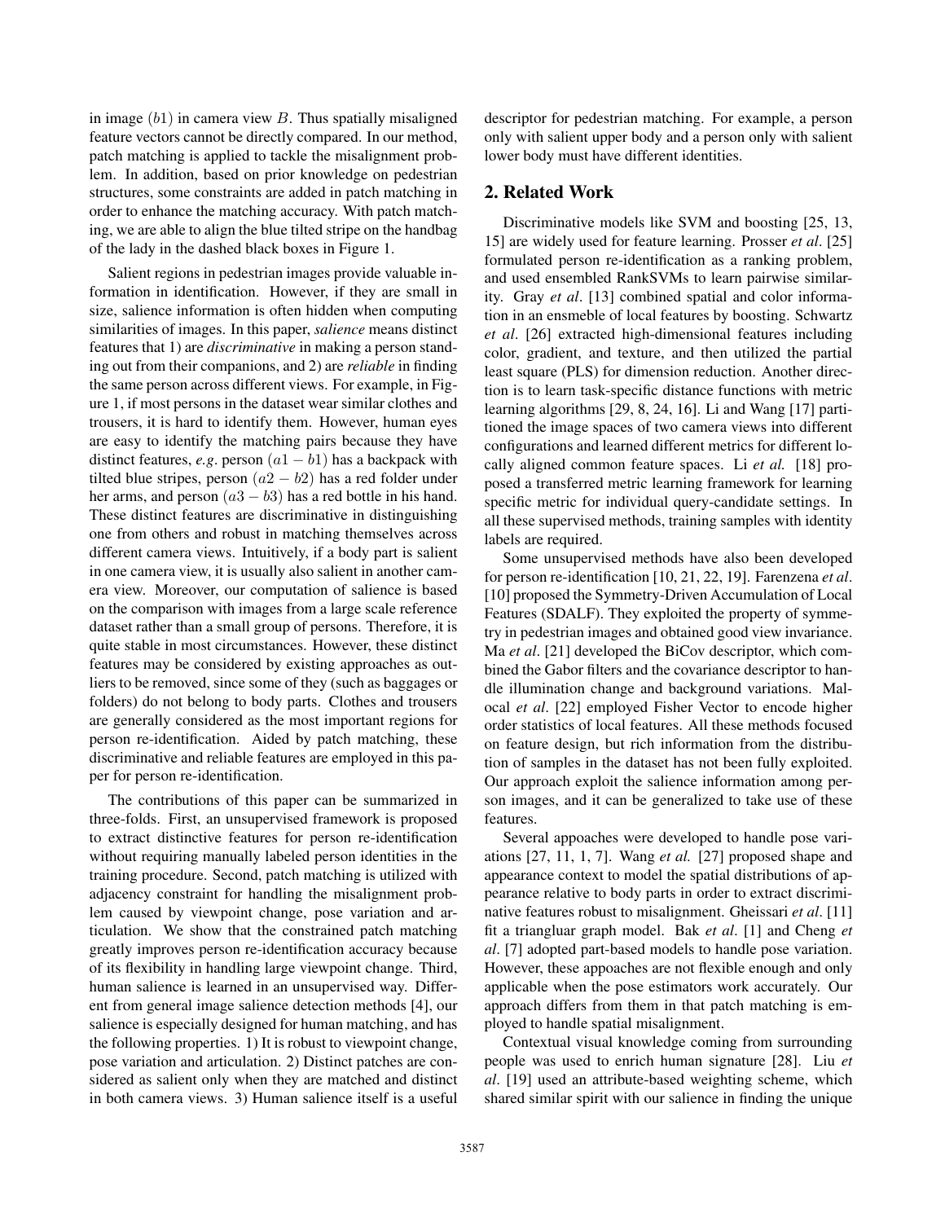in image $(b1)$ in camera view $B$. Thus spatially misaligned feature vectors cannot be directly compared. In our method, patch matching is applied to tackle the misalignment problem. In addition, based on prior knowledge on pedestrian structures, some constraints are added in patch matching in order to enhance the matching accuracy. With patch matching, we are able to align the blue tilted stripe on the handbag of the lady in the dashed black boxes in Figure 1.

Salient regions in pedestrian images provide valuable information in identification. However, if they are small in size, salience information is often hidden when computing similarities of images. In this paper, *salience* means distinct features that 1) are *discriminative* in making a person standing out from their companions, and 2) are *reliable* in finding the same person across different views. For example, in Figure 1, if most persons in the dataset wear similar clothes and trousers, it is hard to identify them. However, human eyes are easy to identify the matching pairs because they have distinct features, *e.g.* person $(a1 - b1)$ has a backpack with tilted blue stripes, person $(a2 - b2)$ has a red folder under her arms, and person $(a3 - b3)$ has a red bottle in his hand. These distinct features are discriminative in distinguishing one from others and robust in matching themselves across different camera views. Intuitively, if a body part is salient in one camera view, it is usually also salient in another camera view. Moreover, our computation of salience is based on the comparison with images from a large scale reference dataset rather than a small group of persons. Therefore, it is quite stable in most circumstances. However, these distinct features may be considered by existing approaches as outliers to be removed, since some of they (such as baggages or folders) do not belong to body parts. Clothes and trousers are generally considered as the most important regions for person re-identification. Aided by patch matching, these discriminative and reliable features are employed in this paper for person re-identification.

The contributions of this paper can be summarized in three-folds. First, an unsupervised framework is proposed to extract distinctive features for person re-identification without requiring manually labeled person identities in the training procedure. Second, patch matching is utilized with adjacency constraint for handling the misalignment problem caused by viewpoint change, pose variation and articulation. We show that the constrained patch matching greatly improves person re-identification accuracy because of its flexibility in handling large viewpoint change. Third, human salience is learned in an unsupervised way. Different from general image salience detection methods [4], our salience is especially designed for human matching, and has the following properties. 1) It is robust to viewpoint change, pose variation and articulation. 2) Distinct patches are considered as salient only when they are matched and distinct in both camera views. 3) Human salience itself is a useful descriptor for pedestrian matching. For example, a person only with salient upper body and a person only with salient lower body must have different identities.

## 2. Related Work

Discriminative models like SVM and boosting [25, 13, 15] are widely used for feature learning. Prosser *et al*. [25] formulated person re-identification as a ranking problem, and used ensembled RankSVMs to learn pairwise similarity. Gray *et al*. [13] combined spatial and color information in an ensmeble of local features by boosting. Schwartz *et al*. [26] extracted high-dimensional features including color, gradient, and texture, and then utilized the partial least square (PLS) for dimension reduction. Another direction is to learn task-specific distance functions with metric learning algorithms [29, 8, 24, 16]. Li and Wang [17] partitioned the image spaces of two camera views into different configurations and learned different metrics for different locally aligned common feature spaces. Li *et al.* [18] proposed a transferred metric learning framework for learning specific metric for individual query-candidate settings. In all these supervised methods, training samples with identity labels are required.

Some unsupervised methods have also been developed for person re-identification [10, 21, 22, 19]. Farenzena *et al*. [10] proposed the Symmetry-Driven Accumulation of Local Features (SDALF). They exploited the property of symmetry in pedestrian images and obtained good view invariance. Ma *et al*. [21] developed the BiCov descriptor, which combined the Gabor filters and the covariance descriptor to handle illumination change and background variations. Malocal *et al*. [22] employed Fisher Vector to encode higher order statistics of local features. All these methods focused on feature design, but rich information from the distribution of samples in the dataset has not been fully exploited. Our approach exploit the salience information among person images, and it can be generalized to take use of these features.

Several appoaches were developed to handle pose variations [27, 11, 1, 7]. Wang *et al.* [27] proposed shape and appearance context to model the spatial distributions of appearance relative to body parts in order to extract discriminative features robust to misalignment. Gheissari *et al*. [11] fit a triangluar graph model. Bak *et al*. [1] and Cheng *et al*. [7] adopted part-based models to handle pose variation. However, these appoaches are not flexible enough and only applicable when the pose estimators work accurately. Our approach differs from them in that patch matching is employed to handle spatial misalignment.

Contextual visual knowledge coming from surrounding people was used to enrich human signature [28]. Liu *et al*. [19] used an attribute-based weighting scheme, which shared similar spirit with our salience in finding the unique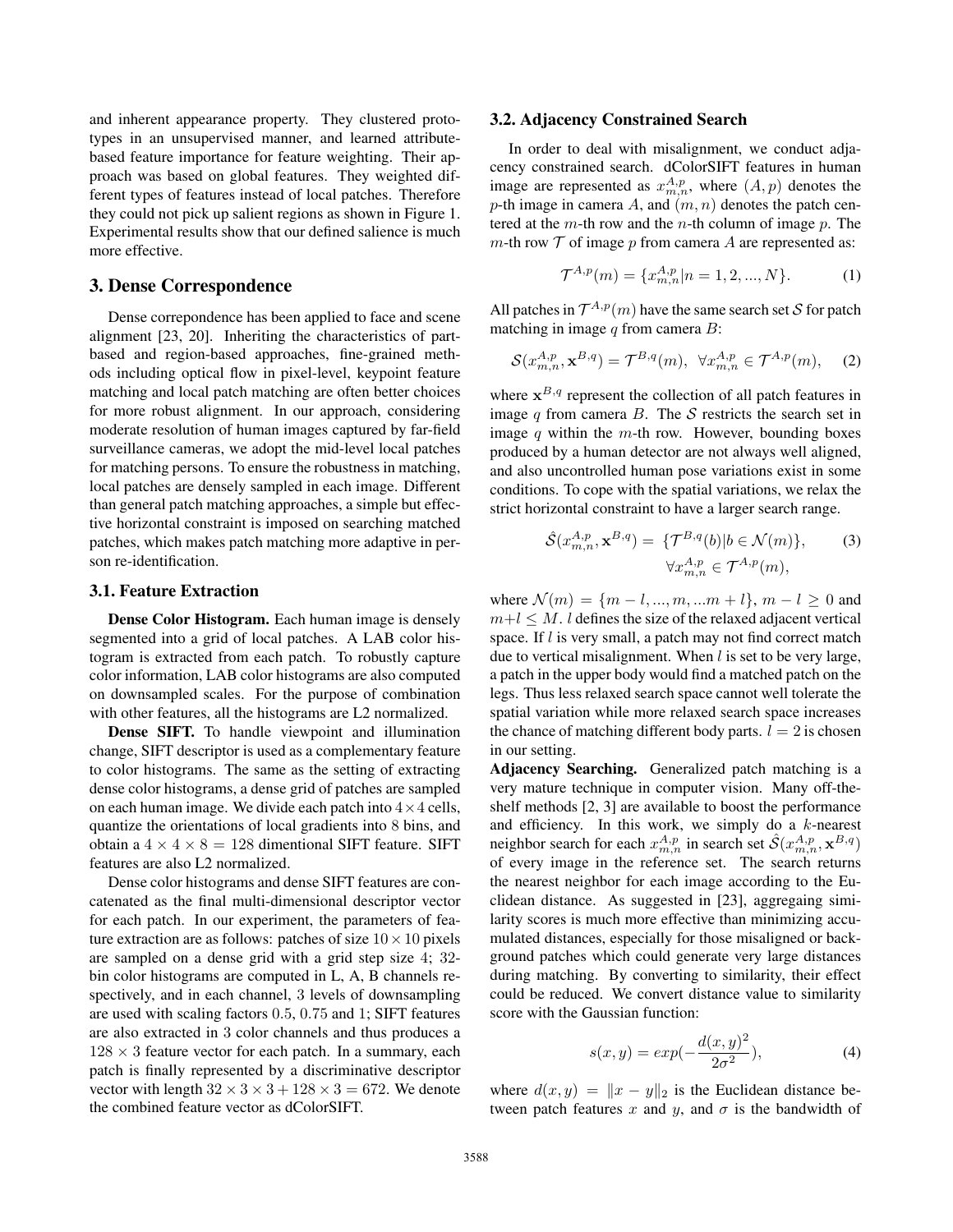and inherent appearance property. They clustered prototypes in an unsupervised manner, and learned attribute-based feature importance for feature weighting. Their approach was based on global features. They weighted different types of features instead of local patches. Therefore they could not pick up salient regions as shown in Figure 1. Experimental results show that our defined salience is much more effective.

## 3. Dense Correspondence

Dense correpondence has been applied to face and scene alignment [23, 20]. Inheriting the characteristics of part-based and region-based approaches, fine-grained methods including optical flow in pixel-level, keypoint feature matching and local patch matching are often better choices for more robust alignment. In our approach, considering moderate resolution of human images captured by far-field surveillance cameras, we adopt the mid-level local patches for matching persons. To ensure the robustness in matching, local patches are densely sampled in each image. Different than general patch matching approaches, a simple but effective horizontal constraint is imposed on searching matched patches, which makes patch matching more adaptive in person re-identification.

### 3.1. Feature Extraction

**Dense Color Histogram.** Each human image is densely segmented into a grid of local patches. A LAB color histogram is extracted from each patch. To robustly capture color information, LAB color histograms are also computed on downsampled scales. For the purpose of combination with other features, all the histograms are L2 normalized.

**Dense SIFT.** To handle viewpoint and illumination change, SIFT descriptor is used as a complementary feature to color histograms. The same as the setting of extracting dense color histograms, a dense grid of patches are sampled on each human image. We divide each patch into $4 \times 4$ cells, quantize the orientations of local gradients into 8 bins, and obtain a $4 \times 4 \times 8 = 128$ dimentional SIFT feature. SIFT features are also L2 normalized.

Dense color histograms and dense SIFT features are concatenated as the final multi-dimensional descriptor vector for each patch. In our experiment, the parameters of feature extraction are as follows: patches of size $10 \times 10$ pixels are sampled on a dense grid with a grid step size 4; 32-bin color histograms are computed in L, A, B channels respectively, and in each channel, 3 levels of downsampling are used with scaling factors 0.5, 0.75 and 1; SIFT features are also extracted in 3 color channels and thus produces a $128 \times 3$ feature vector for each patch. In a summary, each patch is finally represented by a discriminative descriptor vector with length $32 \times 3 \times 3 + 128 \times 3 = 672$. We denote the combined feature vector as dColorSIFT.

### 3.2. Adjacency Constrained Search

In order to deal with misalignment, we conduct adjacency constrained search. dColorSIFT features in human image are represented as $x_{m,n}^{A,p}$, where $(A, p)$ denotes the $p$-th image in camera $A$, and $(m, n)$ denotes the patch centered at the $m$-th row and the $n$-th column of image $p$. The $m$-th row $\mathcal{T}$ of image $p$ from camera $A$ are represented as:

$$\mathcal{T}^{A,p}(m) = \{x_{m,n}^{A,p} | n = 1, 2, ..., N\}. \tag{1}$$

All patches in $\mathcal{T}^{A,p}(m)$ have the same search set $\mathcal{S}$ for patch matching in image $q$ from camera $B$:

$$\mathcal{S}(x_{m,n}^{A,p}, \mathbf{x}^{B,q}) = \mathcal{T}^{B,q}(m), \ \ \forall x_{m,n}^{A,p} \in \mathcal{T}^{A,p}(m), \tag{2}$$

where $\mathbf{x}^{B,q}$ represent the collection of all patch features in image $q$ from camera $B$. The $\mathcal{S}$ restricts the search set in image $q$ within the $m$-th row. However, bounding boxes produced by a human detector are not always well aligned, and also uncontrolled human pose variations exist in some conditions. To cope with the spatial variations, we relax the strict horizontal constraint to have a larger search range.

$$\hat{\mathcal{S}}(x_{m,n}^{A,p}, \mathbf{x}^{B,q}) = \{\mathcal{T}^{B,q}(b) | b \in \mathcal{N}(m)\}, \quad \forall x_{m,n}^{A,p} \in \mathcal{T}^{A,p}(m), \tag{3}$$

where $\mathcal{N}(m) = \{m - l, ..., m, ...m + l\}$, $m - l \geq 0$ and $m + l \leq M$. $l$ defines the size of the relaxed adjacent vertical space. If $l$ is very small, a patch may not find correct match due to vertical misalignment. When $l$ is set to be very large, a patch in the upper body would find a matched patch on the legs. Thus less relaxed search space cannot well tolerate the spatial variation while more relaxed search space increases the chance of matching different body parts. $l = 2$ is chosen in our setting.

**Adjacency Searching.** Generalized patch matching is a very mature technique in computer vision. Many off-the-shelf methods [2, 3] are available to boost the performance and efficiency. In this work, we simply do a $k$-nearest neighbor search for each $x_{m,n}^{A,p}$ in search set $\hat{\mathcal{S}}(x_{m,n}^{A,p}, \mathbf{x}^{B,q})$ of every image in the reference set. The search returns the nearest neighbor for each image according to the Euclidean distance. As suggested in [23], aggregating similarity scores is much more effective than minimizing accumulated distances, especially for those misaligned or background patches which could generate very large distances during matching. By converting to similarity, their effect could be reduced. We convert distance value to similarity score with the Gaussian function:

$$s(x, y) = exp(-\frac{d(x, y)^2}{2\sigma^2}), \tag{4}$$

where $d(x, y) = \|x - y\|_2$ is the Euclidean distance between patch features $x$ and $y$, and $\sigma$ is the bandwidth of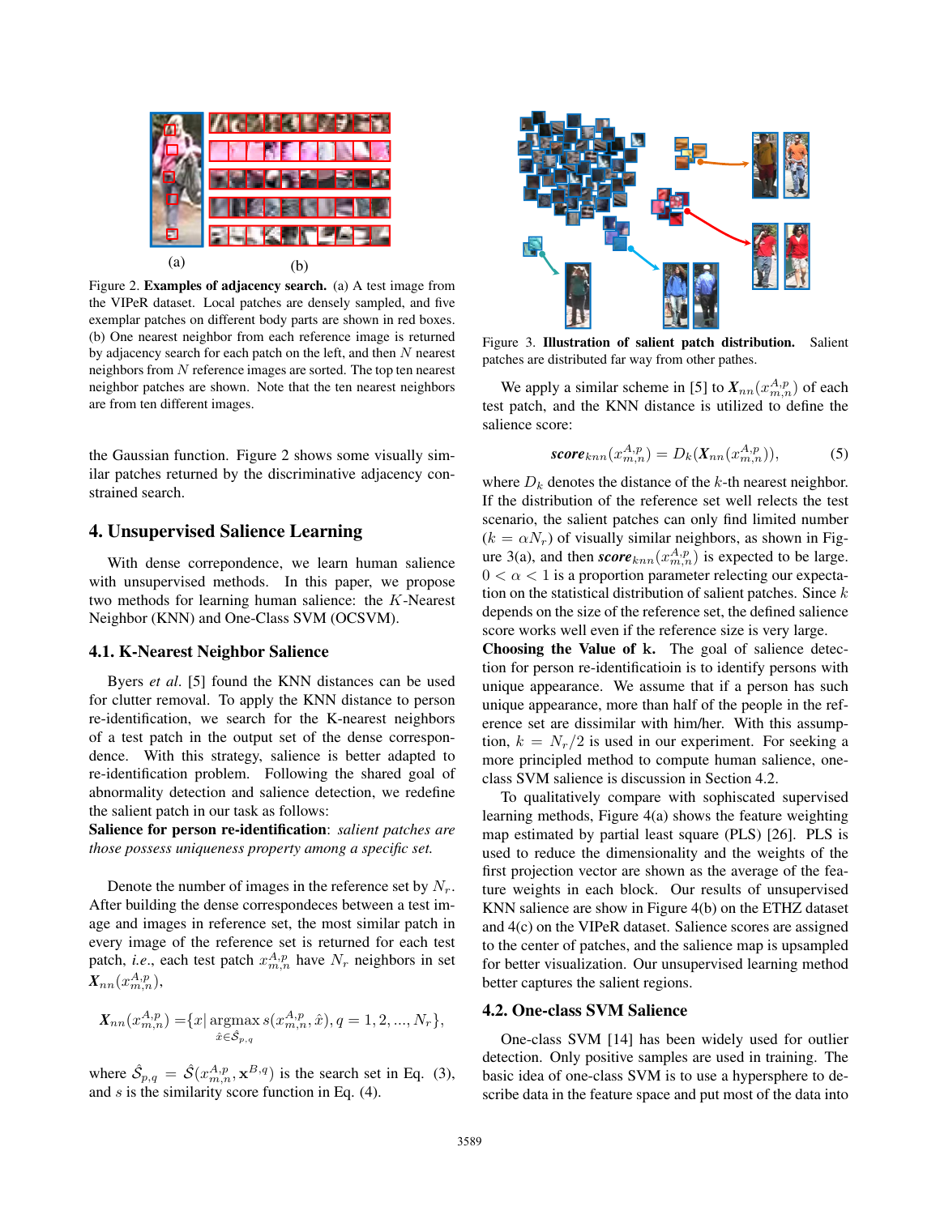(a) (b)

Figure 2. **Examples of adjacency search.** (a) A test image from the VIPeR dataset. Local patches are densely sampled, and five exemplar patches on different body parts are shown in red boxes. (b) One nearest neighbor from each reference image is returned by adjacency search for each patch on the left, and then $N$ nearest neighbors from $N$ reference images are sorted. The top ten nearest neighbor patches are shown. Note that the ten nearest neighbors are from ten different images.

the Gaussian function. Figure 2 shows some visually similar patches returned by the discriminative adjacency constrained search.

## 4. Unsupervised Salience Learning

With dense correpondence, we learn human salience with unsupervised methods. In this paper, we propose two methods for learning human salience: the $K$-Nearest Neighbor (KNN) and One-Class SVM (OCSVM).

### 4.1. K-Nearest Neighbor Salience

Byers *et al*. [5] found the KNN distances can be used for clutter removal. To apply the KNN distance to person re-identification, we search for the K-nearest neighbors of a test patch in the output set of the dense correspondence. With this strategy, salience is better adapted to re-identification problem. Following the shared goal of abnormality detection and salience detection, we redefine the salient patch in our task as follows:

**Salience for person re-identification**: *salient patches are those possess uniqueness property among a specific set.*

Denote the number of images in the reference set by $N_r$. After building the dense correspondeces between a test image and images in reference set, the most similar patch in every image of the reference set is returned for each test patch, *i.e*., each test patch $x_{m,n}^{A,p}$ have $N_r$ neighbors in set $\boldsymbol{X}_{nn}(x_{m,n}^{A,p})$,

$$\boldsymbol{X}_{nn}(x_{m,n}^{A,p}) = \{x | \operatorname*{argmax}_{\hat{x} \in \hat{\mathcal{S}}_{p,q}} s(x_{m,n}^{A,p}, \hat{x}), q = 1, 2, ..., N_r\},$$

where $\hat{\mathcal{S}}_{p,q} = \hat{\mathcal{S}}(x_{m,n}^{A,p}, \mathbf{x}^{B,q})$ is the search set in Eq. (3), and $s$ is the similarity score function in Eq. (4).

Figure 3. **Illustration of salient patch distribution.** Salient patches are distributed far way from other pathes.

We apply a similar scheme in [5] to $\boldsymbol{X}_{nn}(x_{m,n}^{A,p})$ of each test patch, and the KNN distance is utilized to define the salience score:

$$\textit{\textbf{score}}_{knn}(x_{m,n}^{A,p}) = D_k(\boldsymbol{X}_{nn}(x_{m,n}^{A,p})), \tag{5}$$

where $D_k$ denotes the distance of the $k$-th nearest neighbor. If the distribution of the reference set well relects the test scenario, the salient patches can only find limited number ($k = \alpha N_r$) of visually similar neighbors, as shown in Figure 3(a), and then $\textit{\textbf{score}}_{knn}(x_{m,n}^{A,p})$ is expected to be large. $0 < \alpha < 1$ is a proportion parameter relecting our expectation on the statistical distribution of salient patches. Since $k$ depends on the size of the reference set, the defined salience score works well even if the reference size is very large.

**Choosing the Value of k.** The goal of salience detection for person re-identificatioin is to identify persons with unique appearance. We assume that if a person has such unique appearance, more than half of the people in the reference set are dissimilar with him/her. With this assumption, $k = N_r/2$ is used in our experiment. For seeking a more principled method to compute human salience, one-class SVM salience is discussion in Section 4.2.

To qualitatively compare with sophiscated supervised learning methods, Figure 4(a) shows the feature weighting map estimated by partial least square (PLS) [26]. PLS is used to reduce the dimensionality and the weights of the first projection vector are shown as the average of the feature weights in each block. Our results of unsupervised KNN salience are show in Figure 4(b) on the ETHZ dataset and 4(c) on the VIPeR dataset. Salience scores are assigned to the center of patches, and the salience map is upsampled for better visualization. Our unsupervised learning method better captures the salient regions.

### 4.2. One-class SVM Salience

One-class SVM [14] has been widely used for outlier detection. Only positive samples are used in training. The basic idea of one-class SVM is to use a hypersphere to describe data in the feature space and put most of the data into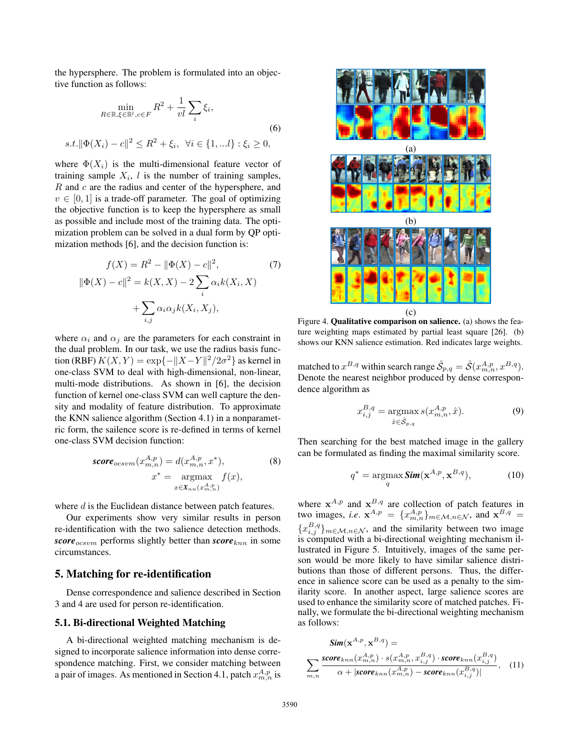the hypersphere. The problem is formulated into an objective function as follows:

$$\min_{R\in\mathbb{R},\xi\in\mathbb{R}^l,c\in F} R^2 + \frac{1}{vl}\sum_i \xi_i,$$
$$s.t. \|\Phi(X_i) - c\|^2 \leq R^2 + \xi_i, \ \ \forall i \in \{1, ...l\} : \xi_i \geq 0, \tag{6}$$

where $\Phi(X_i)$ is the multi-dimensional feature vector of training sample $X_i$, $l$ is the number of training samples, $R$ and $c$ are the radius and center of the hypersphere, and $v \in [0, 1]$ is a trade-off parameter. The goal of optimizing the objective function is to keep the hypersphere as small as possible and include most of the training data. The optimization problem can be solved in a dual form by QP optimization methods [6], and the decision function is:

$$f(X) = R^2 - \|\Phi(X) - c\|^2, \tag{7}$$
$$\|\Phi(X) - c\|^2 = k(X, X) - 2\sum_i \alpha_i k(X_i, X) + \sum_{i,j} \alpha_i \alpha_j k(X_i, X_j),$$

where $\alpha_i$ and $\alpha_j$ are the parameters for each constraint in the dual problem. In our task, we use the radius basis function (RBF) $K(X, Y) = \exp\{-\|X-Y\|^2/2\sigma^2\}$ as kernel in one-class SVM to deal with high-dimensional, non-linear, multi-mode distributions. As shown in [6], the decision function of kernel one-class SVM can well capture the density and modality of feature distribution. To approximate the KNN salience algorithm (Section 4.1) in a nonparametric form, the sailence score is re-defined in terms of kernel one-class SVM decision function:

$$\textbf{\textit{score}}_{ocsvm}(x^{A,p}_{m,n}) = d(x^{A,p}_{m,n}, x^*), \tag{8}$$
$$x^* = \operatorname*{argmax}_{x\in \boldsymbol{X}_{nn}(x^{A,p}_{m,n})} f(x),$$

where $d$ is the Euclidean distance between patch features.

Our experiments show very similar results in person re-identification with the two salience detection methods. $\textbf{\textit{score}}_{ocsvm}$ performs slightly better than $\textbf{\textit{score}}_{knn}$ in some circumstances.

## 5. Matching for re-identification

Dense correspondence and salience described in Section 3 and 4 are used for person re-identification.

### 5.1. Bi-directional Weighted Matching

A bi-directional weighted matching mechanism is designed to incorporate salience information into dense correspondence matching. First, we consider matching between a pair of images. As mentioned in Section 4.1, patch $x^{A,p}_{m,n}$ is matched to $x^{B,q}$ within search range $\hat{\mathcal{S}}_{p,q} = \hat{\mathcal{S}}(x^{A,p}_{m,n}, x^{B,q})$. Denote the nearest neighbor produced by dense correspondence algorithm as

$$x^{B,q}_{i,j} = \operatorname*{argmax}_{\hat{x}\in\hat{\mathcal{S}}_{p,q}} s(x^{A,p}_{m,n}, \hat{x}). \tag{9}$$

Then searching for the best matched image in the gallery can be formulated as finding the maximal similarity score.

$$q^* = \operatorname*{argmax}_{q} \textbf{\textit{Sim}}(\mathbf{x}^{A,p}, \mathbf{x}^{B,q}), \tag{10}$$

where $\mathbf{x}^{A,p}$ and $\mathbf{x}^{B,q}$ are collection of patch features in two images, *i.e.* $\mathbf{x}^{A,p} = \{x^{A,p}_{m,n}\}_{m\in\mathcal{M},n\in\mathcal{N}}$, and $\mathbf{x}^{B,q} = \{x^{B,q}_{i,j}\}_{m\in\mathcal{M},n\in\mathcal{N}}$, and the similarity between two image is computed with a bi-directional weighting mechanism illustrated in Figure 5. Intuitively, images of the same person would be more likely to have similar salience distributions than those of different persons. Thus, the difference in salience score can be used as a penalty to the similarity score. In another aspect, large salience scores are used to enhance the similarity score of matched patches. Finally, we formulate the bi-directional weighting mechanism as follows:

$$\textbf{\textit{Sim}}(\mathbf{x}^{A,p}, \mathbf{x}^{B,q}) = \sum_{m,n} \frac{\textbf{\textit{score}}_{knn}(x^{A,p}_{m,n}) \cdot s(x^{A,p}_{m,n}, x^{B,q}_{i,j}) \cdot \textbf{\textit{score}}_{knn}(x^{B,q}_{i,j})}{\alpha + |\textbf{\textit{score}}_{knn}(x^{A,p}_{m,n}) - \textbf{\textit{score}}_{knn}(x^{B,q}_{i,j})|}, \tag{11}$$

(a)

(b)

(c)

Figure 4. **Qualitative comparison on salience.** (a) shows the feature weighting maps estimated by partial least square [26]. (b) shows our KNN salience estimation. Red indicates large weights.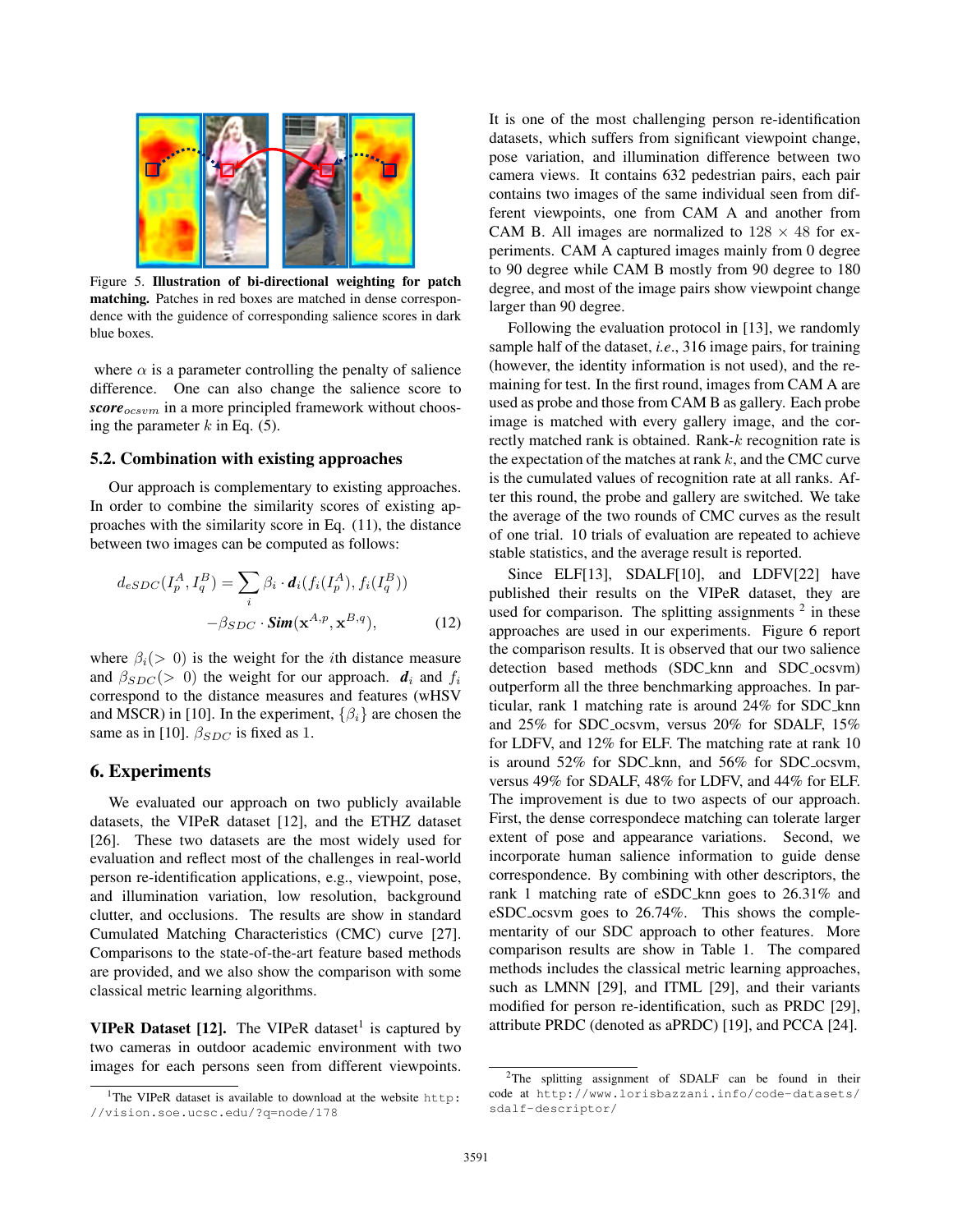Figure 5. **Illustration of bi-directional weighting for patch matching.** Patches in red boxes are matched in dense correspondence with the guidence of corresponding salience scores in dark blue boxes.

where $\alpha$ is a parameter controlling the penalty of salience difference. One can also change the salience score to $\textbf{\textit{score}}_{ocsvm}$ in a more principled framework without choosing the parameter $k$ in Eq. (5).

### 5.2. Combination with existing approaches

Our approach is complementary to existing approaches. In order to combine the similarity scores of existing approaches with the similarity score in Eq. (11), the distance between two images can be computed as follows:

$$d_{eSDC}(I_p^A, I_q^B) = \sum_i \beta_i \cdot \boldsymbol{d}_i(f_i(I_p^A), f_i(I_q^B)) \\ -\beta_{SDC} \cdot \textbf{\textit{Sim}}(\mathbf{x}^{A,p}, \mathbf{x}^{B,q}), \quad (12)$$

where $\beta_i (> 0)$ is the weight for the $i$th distance measure and $\beta_{SDC} (> 0)$ the weight for our approach. $\boldsymbol{d}_i$ and $f_i$ correspond to the distance measures and features (wHSV and MSCR) in [10]. In the experiment, $\{\beta_i\}$ are chosen the same as in [10]. $\beta_{SDC}$ is fixed as 1.

## 6. Experiments

We evaluated our approach on two publicly available datasets, the VIPeR dataset [12], and the ETHZ dataset [26]. These two datasets are the most widely used for evaluation and reflect most of the challenges in real-world person re-identification applications, e.g., viewpoint, pose, and illumination variation, low resolution, background clutter, and occlusions. The results are show in standard Cumulated Matching Characteristics (CMC) curve [27]. Comparisons to the state-of-the-art feature based methods are provided, and we also show the comparison with some classical metric learning algorithms.

**VIPeR Dataset [12].** The VIPeR dataset[1] is captured by two cameras in outdoor academic environment with two images for each persons seen from different viewpoints. It is one of the most challenging person re-identification datasets, which suffers from significant viewpoint change, pose variation, and illumination difference between two camera views. It contains 632 pedestrian pairs, each pair contains two images of the same individual seen from different viewpoints, one from CAM A and another from CAM B. All images are normalized to $128 \times 48$ for experiments. CAM A captured images mainly from 0 degree to 90 degree while CAM B mostly from 90 degree to 180 degree, and most of the image pairs show viewpoint change larger than 90 degree.

Following the evaluation protocol in [13], we randomly sample half of the dataset, *i.e.*, 316 image pairs, for training (however, the identity information is not used), and the remaining for test. In the first round, images from CAM A are used as probe and those from CAM B as gallery. Each probe image is matched with every gallery image, and the correctly matched rank is obtained. Rank-$k$ recognition rate is the expectation of the matches at rank $k$, and the CMC curve is the cumulated values of recognition rate at all ranks. After this round, the probe and gallery are switched. We take the average of the two rounds of CMC curves as the result of one trial. 10 trials of evaluation are repeated to achieve stable statistics, and the average result is reported.

Since ELF[13], SDALF[10], and LDFV[22] have published their results on the VIPeR dataset, they are used for comparison. The splitting assignments [2] in these approaches are used in our experiments. Figure 6 report the comparison results. It is observed that our two salience detection based methods (SDC_knn and SDC_ocsvm) outperform all the three benchmarking approaches. In particular, rank 1 matching rate is around 24% for SDC_knn and 25% for SDC_ocsvm, versus 20% for SDALF, 15% for LDFV, and 12% for ELF. The matching rate at rank 10 is around 52% for SDC_knn, and 56% for SDC_ocsvm, versus 49% for SDALF, 48% for LDFV, and 44% for ELF. The improvement is due to two aspects of our approach. First, the dense correspondece matching can tolerate larger extent of pose and appearance variations. Second, we incorporate human salience information to guide dense correspondence. By combining with other descriptors, the rank 1 matching rate of eSDC_knn goes to 26.31% and eSDC_ocsvm goes to 26.74%. This shows the complementarity of our SDC approach to other features. More comparison results are show in Table 1. The compared methods includes the classical metric learning approaches, such as LMNN [29], and ITML [29], and their variants modified for person re-identification, such as PRDC [29], attribute PRDC (denoted as aPRDC) [19], and PCCA [24].

[1] The VIPeR dataset is available to download at the website `http://vision.soe.ucsc.edu/?q=node/178`

[2] The splitting assignment of SDALF can be found in their code at `http://www.lorisbazzani.info/code-datasets/sdalf-descriptor/`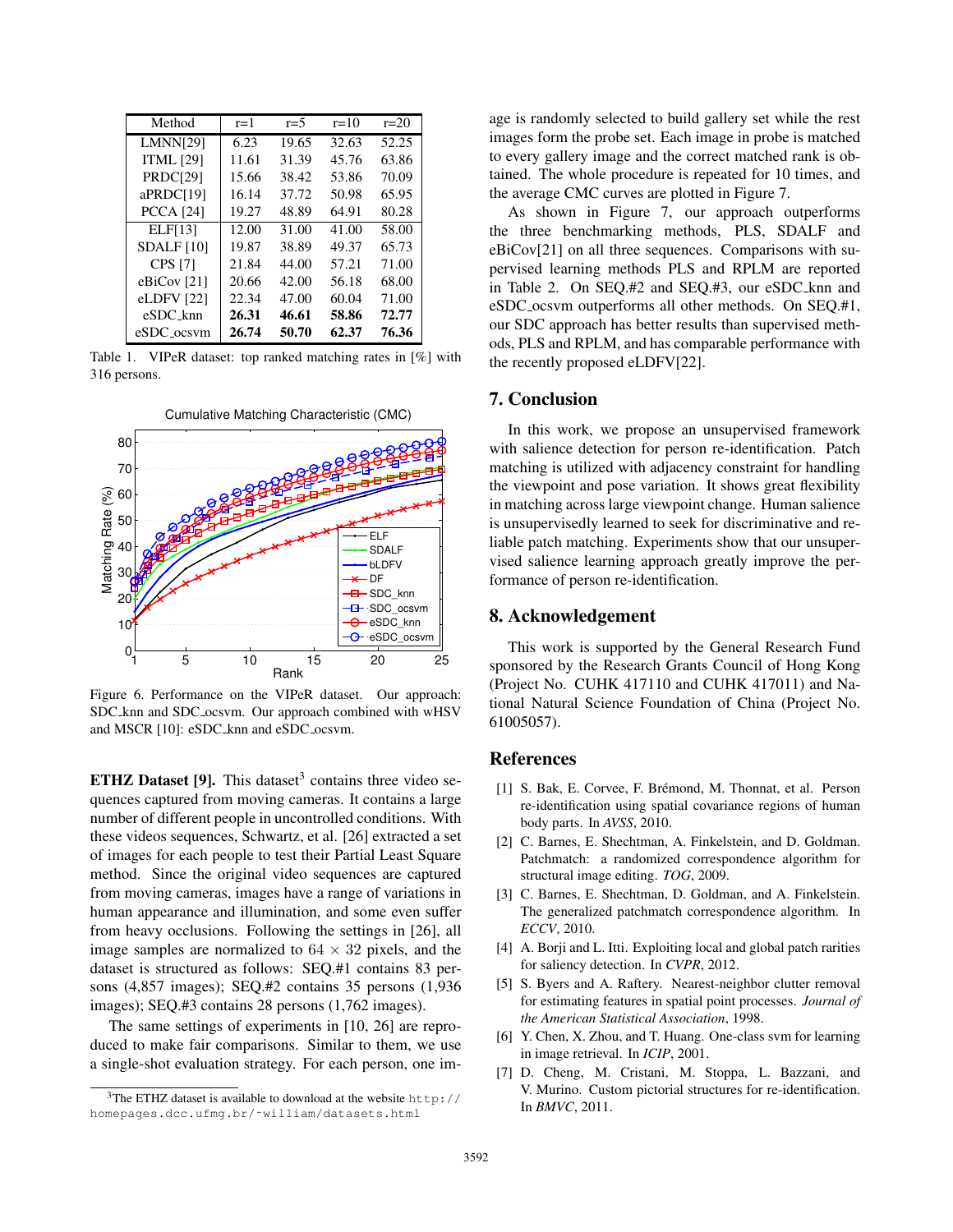| Method | r=1 | r=5 | r=10 | r=20 |
|---|---|---|---|---|
| LMNN[29] | 6.23 | 19.65 | 32.63 | 52.25 |
| ITML [29] | 11.61 | 31.39 | 45.76 | 63.86 |
| PRDC[29] | 15.66 | 38.42 | 53.86 | 70.09 |
| aPRDC[19] | 16.14 | 37.72 | 50.98 | 65.95 |
| PCCA [24] | 19.27 | 48.89 | 64.91 | 80.28 |
| ELF[13] | 12.00 | 31.00 | 41.00 | 58.00 |
| SDALF [10] | 19.87 | 38.89 | 49.37 | 65.73 |
| CPS [7] | 21.84 | 44.00 | 57.21 | 71.00 |
| eBiCov [21] | 20.66 | 42.00 | 56.18 | 68.00 |
| eLDFV [22] | 22.34 | 47.00 | 60.04 | 71.00 |
| eSDC_knn | **26.31** | **46.61** | **58.86** | **72.77** |
| eSDC_ocsvm | **26.74** | **50.70** | **62.37** | **76.36** |

Table 1. VIPeR dataset: top ranked matching rates in [%] with 316 persons.

Figure 6. Performance on the VIPeR dataset. Our approach: SDC_knn and SDC_ocsvm. Our approach combined with wHSV and MSCR [10]: eSDC_knn and eSDC_ocsvm.

**ETHZ Dataset [9].** This dataset[3] contains three video sequences captured from moving cameras. It contains a large number of different people in uncontrolled conditions. With these videos sequences, Schwartz, et al. [26] extracted a set of images for each people to test their Partial Least Square method. Since the original video sequences are captured from moving cameras, images have a range of variations in human appearance and illumination, and some even suffer from heavy occlusions. Following the settings in [26], all image samples are normalized to $64 \times 32$ pixels, and the dataset is structured as follows: SEQ.#1 contains 83 persons (4,857 images); SEQ.#2 contains 35 persons (1,936 images); SEQ.#3 contains 28 persons (1,762 images).

The same settings of experiments in [10, 26] are reproduced to make fair comparisons. Similar to them, we use a single-shot evaluation strategy. For each person, one image is randomly selected to build gallery set while the rest images form the probe set. Each image in probe is matched to every gallery image and the correct matched rank is obtained. The whole procedure is repeated for 10 times, and the average CMC curves are plotted in Figure 7.

As shown in Figure 7, our approach outperforms the three benchmarking methods, PLS, SDALF and eBiCov[21] on all three sequences. Comparisons with supervised learning methods PLS and RPLM are reported in Table 2. On SEQ.#2 and SEQ.#3, our eSDC_knn and eSDC_ocsvm outperforms all other methods. On SEQ.#1, our SDC approach has better results than supervised methods, PLS and RPLM, and has comparable performance with the recently proposed eLDFV[22].

[3] The ETHZ dataset is available to download at the website http://homepages.dcc.ufmg.br/~william/datasets.html

## 7. Conclusion

In this work, we propose an unsupervised framework with salience detection for person re-identification. Patch matching is utilized with adjacency constraint for handling the viewpoint and pose variation. It shows great flexibility in matching across large viewpoint change. Human salience is unsupervisedly learned to seek for discriminative and reliable patch matching. Experiments show that our unsupervised salience learning approach greatly improve the performance of person re-identification.

## 8. Acknowledgement

This work is supported by the General Research Fund sponsored by the Research Grants Council of Hong Kong (Project No. CUHK 417110 and CUHK 417011) and National Natural Science Foundation of China (Project No. 61005057).

## References

[1] S. Bak, E. Corvee, F. Brémond, M. Thonnat, et al. Person re-identification using spatial covariance regions of human body parts. In *AVSS*, 2010.

[2] C. Barnes, E. Shechtman, A. Finkelstein, and D. Goldman. Patchmatch: a randomized correspondence algorithm for structural image editing. *TOG*, 2009.

[3] C. Barnes, E. Shechtman, D. Goldman, and A. Finkelstein. The generalized patchmatch correspondence algorithm. In *ECCV*, 2010.

[4] A. Borji and L. Itti. Exploiting local and global patch rarities for saliency detection. In *CVPR*, 2012.

[5] S. Byers and A. Raftery. Nearest-neighbor clutter removal for estimating features in spatial point processes. *Journal of the American Statistical Association*, 1998.

[6] Y. Chen, X. Zhou, and T. Huang. One-class svm for learning in image retrieval. In *ICIP*, 2001.

[7] D. Cheng, M. Cristani, M. Stoppa, L. Bazzani, and V. Murino. Custom pictorial structures for re-identification. In *BMVC*, 2011.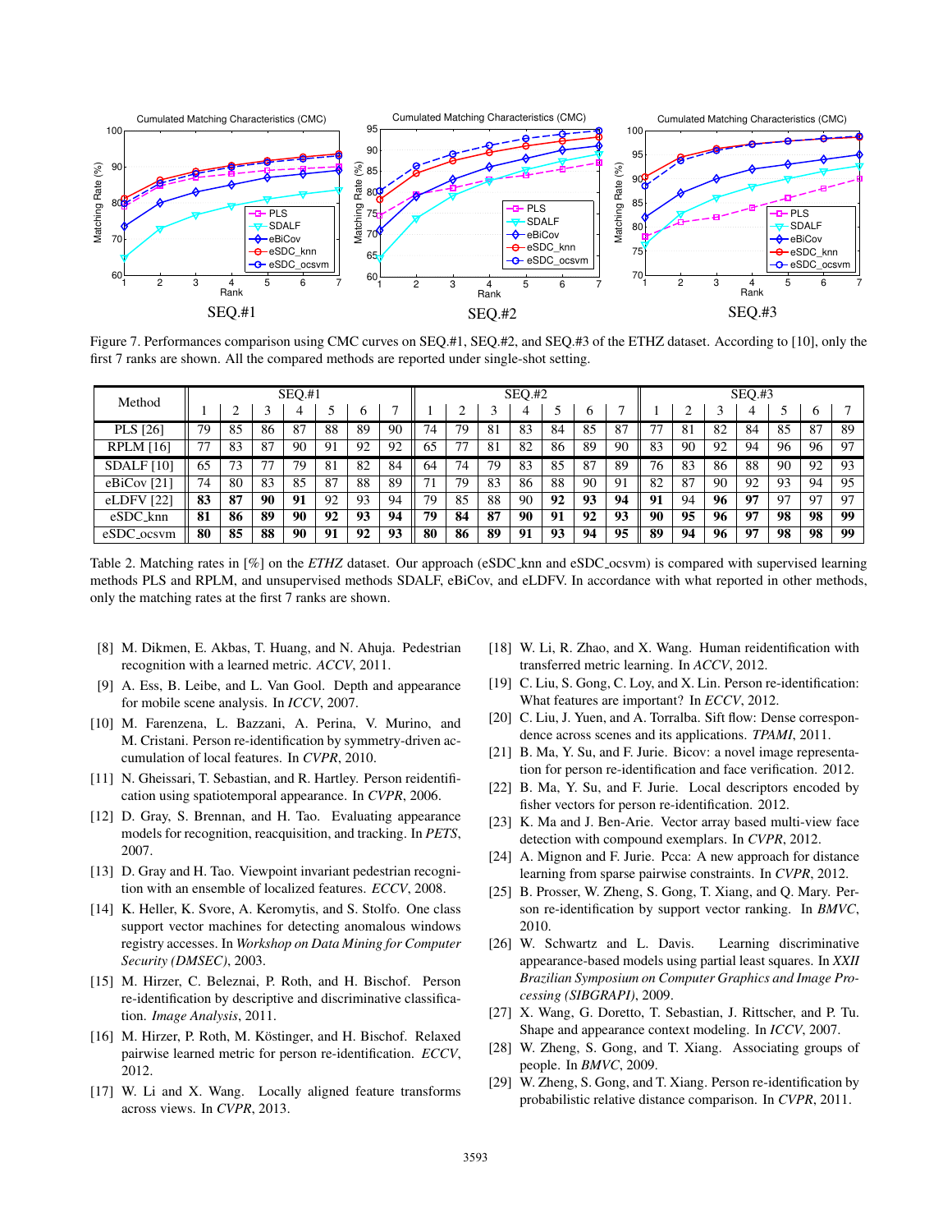Cumulated Matching Characteristics (CMC)

Matching Rate (%)

Rank

PLS
SDALF
eBiCov
eSDC_knn
eSDC_ocsvm

SEQ.#1

SEQ.#2

SEQ.#3

Figure 7. Performances comparison using CMC curves on SEQ.#1, SEQ.#2, and SEQ.#3 of the ETHZ dataset. According to [10], only the first 7 ranks are shown. All the compared methods are reported under single-shot setting.

| Method | SEQ.#1 | | | | | | | SEQ.#2 | | | | | | | SEQ.#3 | | | | | | |
|---|---|---|---|---|---|---|---|---|---|---|---|---|---|---|---|---|---|---|---|---|---|
| | 1 | 2 | 3 | 4 | 5 | 6 | 7 | 1 | 2 | 3 | 4 | 5 | 6 | 7 | 1 | 2 | 3 | 4 | 5 | 6 | 7 |
| PLS [26] | 79 | 85 | 86 | 87 | 88 | 89 | 90 | 74 | 79 | 81 | 83 | 84 | 85 | 87 | 77 | 81 | 82 | 84 | 85 | 87 | 89 |
| RPLM [16] | 77 | 83 | 87 | 90 | 91 | 92 | 92 | 65 | 77 | 81 | 82 | 86 | 89 | 90 | 83 | 90 | 92 | 94 | 96 | 96 | 97 |
| SDALF [10] | 65 | 73 | 77 | 79 | 81 | 82 | 84 | 64 | 74 | 79 | 83 | 85 | 87 | 89 | 76 | 83 | 86 | 88 | 90 | 92 | 93 |
| eBiCov [21] | 74 | 80 | 83 | 85 | 87 | 88 | 89 | 71 | 79 | 83 | 86 | 88 | 90 | 91 | 82 | 87 | 90 | 92 | 93 | 94 | 95 |
| eLDFV [22] | **83** | **87** | **90** | **91** | 92 | 93 | 94 | 79 | 85 | 88 | 90 | **92** | **93** | **94** | **91** | 94 | **96** | **97** | 97 | 97 | 97 |
| eSDC_knn | **81** | **86** | **89** | **90** | **92** | **93** | **94** | **79** | **84** | **87** | **90** | **91** | **92** | **93** | **90** | **95** | **96** | **97** | **98** | **98** | **99** |
| eSDC_ocsvm | **80** | **85** | **88** | **90** | **91** | **92** | **93** | **80** | **86** | **89** | **91** | **93** | **94** | **95** | **89** | **94** | **96** | **97** | **98** | **98** | **99** |

Table 2. Matching rates in [%] on the *ETHZ* dataset. Our approach (eSDC_knn and eSDC_ocsvm) is compared with supervised learning methods PLS and RPLM, and unsupervised methods SDALF, eBiCov, and eLDFV. In accordance with what reported in other methods, only the matching rates at the first 7 ranks are shown.

[8] M. Dikmen, E. Akbas, T. Huang, and N. Ahuja. Pedestrian recognition with a learned metric. *ACCV*, 2011.

[9] A. Ess, B. Leibe, and L. Van Gool. Depth and appearance for mobile scene analysis. In *ICCV*, 2007.

[10] M. Farenzena, L. Bazzani, A. Perina, V. Murino, and M. Cristani. Person re-identification by symmetry-driven accumulation of local features. In *CVPR*, 2010.

[11] N. Gheissari, T. Sebastian, and R. Hartley. Person reidentification using spatiotemporal appearance. In *CVPR*, 2006.

[12] D. Gray, S. Brennan, and H. Tao. Evaluating appearance models for recognition, reacquisition, and tracking. In *PETS*, 2007.

[13] D. Gray and H. Tao. Viewpoint invariant pedestrian recognition with an ensemble of localized features. *ECCV*, 2008.

[14] K. Heller, K. Svore, A. Keromytis, and S. Stolfo. One class support vector machines for detecting anomalous windows registry accesses. In *Workshop on Data Mining for Computer Security (DMSEC)*, 2003.

[15] M. Hirzer, C. Beleznai, P. Roth, and H. Bischof. Person re-identification by descriptive and discriminative classification. *Image Analysis*, 2011.

[16] M. Hirzer, P. Roth, M. Köstinger, and H. Bischof. Relaxed pairwise learned metric for person re-identification. *ECCV*, 2012.

[17] W. Li and X. Wang. Locally aligned feature transforms across views. In *CVPR*, 2013.

[18] W. Li, R. Zhao, and X. Wang. Human reidentification with transferred metric learning. In *ACCV*, 2012.

[19] C. Liu, S. Gong, C. Loy, and X. Lin. Person re-identification: What features are important? In *ECCV*, 2012.

[20] C. Liu, J. Yuen, and A. Torralba. Sift flow: Dense correspondence across scenes and its applications. *TPAMI*, 2011.

[21] B. Ma, Y. Su, and F. Jurie. Bicov: a novel image representation for person re-identification and face verification. 2012.

[22] B. Ma, Y. Su, and F. Jurie. Local descriptors encoded by fisher vectors for person re-identification. 2012.

[23] K. Ma and J. Ben-Arie. Vector array based multi-view face detection with compound exemplars. In *CVPR*, 2012.

[24] A. Mignon and F. Jurie. Pcca: A new approach for distance learning from sparse pairwise constraints. In *CVPR*, 2012.

[25] B. Prosser, W. Zheng, S. Gong, T. Xiang, and Q. Mary. Person re-identification by support vector ranking. In *BMVC*, 2010.

[26] W. Schwartz and L. Davis. Learning discriminative appearance-based models using partial least squares. In *XXII Brazilian Symposium on Computer Graphics and Image Processing (SIBGRAPI)*, 2009.

[27] X. Wang, G. Doretto, T. Sebastian, J. Rittscher, and P. Tu. Shape and appearance context modeling. In *ICCV*, 2007.

[28] W. Zheng, S. Gong, and T. Xiang. Associating groups of people. In *BMVC*, 2009.

[29] W. Zheng, S. Gong, and T. Xiang. Person re-identification by probabilistic relative distance comparison. In *CVPR*, 2011.